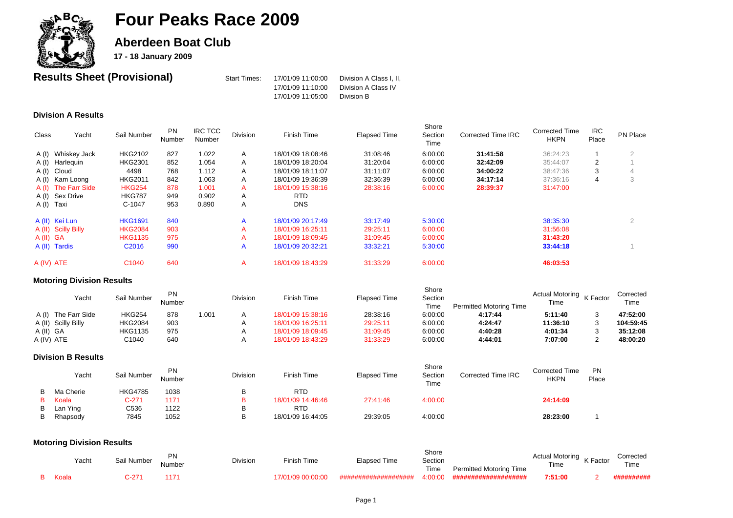# Four Peaks Race 2009

## Aberdeen Boat Club

**17 - 18 January 2009**

## Results Sheet (Provisional)

Start Times:

| | |
|---|---|
| 17/01/09 11:00:00 | Division A Class I, II, |
| 17/01/09 11:10:00 | Division A Class IV |
| 17/01/09 11:05:00 | Division B |

### Division A Results

| Class | Yacht | Sail Number | PN Number | IRC TCC Number | Division | Finish Time | Elapsed Time | Shore Section Time | Corrected Time IRC | Corrected Time HKPN | IRC Place | PN Place |
|---|---|---|---|---|---|---|---|---|---|---|---|---|
| A (I) | Whiskey Jack | HKG2102 | 827 | 1.022 | A | 18/01/09 18:08:46 | 31:08:46 | 6:00:00 | **31:41:58** | 36:24:23 | 1 | 2 |
| A (I) | Harlequin | HKG2301 | 852 | 1.054 | A | 18/01/09 18:20:04 | 31:20:04 | 6:00:00 | **32:42:09** | 35:44:07 | 2 | 1 |
| A (I) | Cloud | 4498 | 768 | 1.112 | A | 18/01/09 18:11:07 | 31:11:07 | 6:00:00 | **34:00:22** | 38:47:36 | 3 | 4 |
| A (I) | Kam Loong | HKG2011 | 842 | 1.063 | A | 18/01/09 19:36:39 | 32:36:39 | 6:00:00 | **34:17:14** | 37:36:16 | 4 | 3 |
| A (I) | The Farr Side | HKG254 | 878 | 1.001 | A | 18/01/09 15:38:16 | 28:38:16 | 6:00:00 | **28:39:37** | 31:47:00 | | |
| A (I) | Sex Drive | HKG787 | 949 | 0.902 | A | RTD | | | | | | |
| A (I) | Taxi | C-1047 | 953 | 0.890 | A | DNS | | | | | | |
| A (II) | Kei Lun | HKG1691 | 840 | | A | 18/01/09 20:17:49 | 33:17:49 | 5:30:00 | | 38:35:30 | | 2 |
| A (II) | Scilly Billy | HKG2084 | 903 | | A | 18/01/09 16:25:11 | 29:25:11 | 6:00:00 | | 31:56:08 | | |
| A (II) | GA | HKG1135 | 975 | | A | 18/01/09 18:09:45 | 31:09:45 | 6:00:00 | | **31:43:20** | | |
| A (II) | Tardis | C2016 | 990 | | A | 18/01/09 20:32:21 | 33:32:21 | 5:30:00 | | **33:44:18** | | 1 |
| A (IV) | ATE | C1040 | 640 | | A | 18/01/09 18:43:29 | 31:33:29 | 6:00:00 | | **46:03:53** | | |

### Motoring Division Results

| Class | Yacht | Sail Number | PN Number | | Division | Finish Time | Elapsed Time | Shore Section Time | Permitted Motoring Time | Actual Motoring Time | K Factor | Corrected Time |
|---|---|---|---|---|---|---|---|---|---|---|---|---|
| A (I) | The Farr Side | HKG254 | 878 | 1.001 | A | 18/01/09 15:38:16 | 28:38:16 | 6:00:00 | **4:17:44** | **5:11:40** | 3 | **47:52:00** |
| A (II) | Scilly Billy | HKG2084 | 903 | | A | 18/01/09 16:25:11 | 29:25:11 | 6:00:00 | **4:24:47** | **11:36:10** | 3 | **104:59:45** |
| A (II) | GA | HKG1135 | 975 | | A | 18/01/09 18:09:45 | 31:09:45 | 6:00:00 | **4:40:28** | **4:01:34** | 3 | **35:12:08** |
| A (IV) | ATE | C1040 | 640 | | A | 18/01/09 18:43:29 | 31:33:29 | 6:00:00 | **4:44:01** | **7:07:00** | 2 | **48:00:20** |

### Division B Results

| Class | Yacht | Sail Number | PN Number | Division | Finish Time | Elapsed Time | Shore Section Time | Corrected Time IRC | Corrected Time HKPN | PN Place |
|---|---|---|---|---|---|---|---|---|---|---|
| B | Ma Cherie | HKG4785 | 1038 | B | RTD | | | | | |
| B | Koala | C-271 | 1171 | B | 18/01/09 14:46:46 | 27:41:46 | 4:00:00 | | **24:14:09** | |
| B | Lan Ying | C536 | 1122 | B | RTD | | | | | |
| B | Rhapsody | 7845 | 1052 | B | 18/01/09 16:44:05 | 29:39:05 | 4:00:00 | | **28:23:00** | 1 |

### Motoring Division Results

| Class | Yacht | Sail Number | PN Number | Division | Finish Time | Elapsed Time | Shore Section Time | Permitted Motoring Time | Actual Motoring Time | K Factor | Corrected Time |
|---|---|---|---|---|---|---|---|---|---|---|---|
| B | Koala | C-271 | 1171 | | 17/01/09 00:00:00 | #################### | 4:00:00 | #################### | **7:51:00** | 2 | ########## |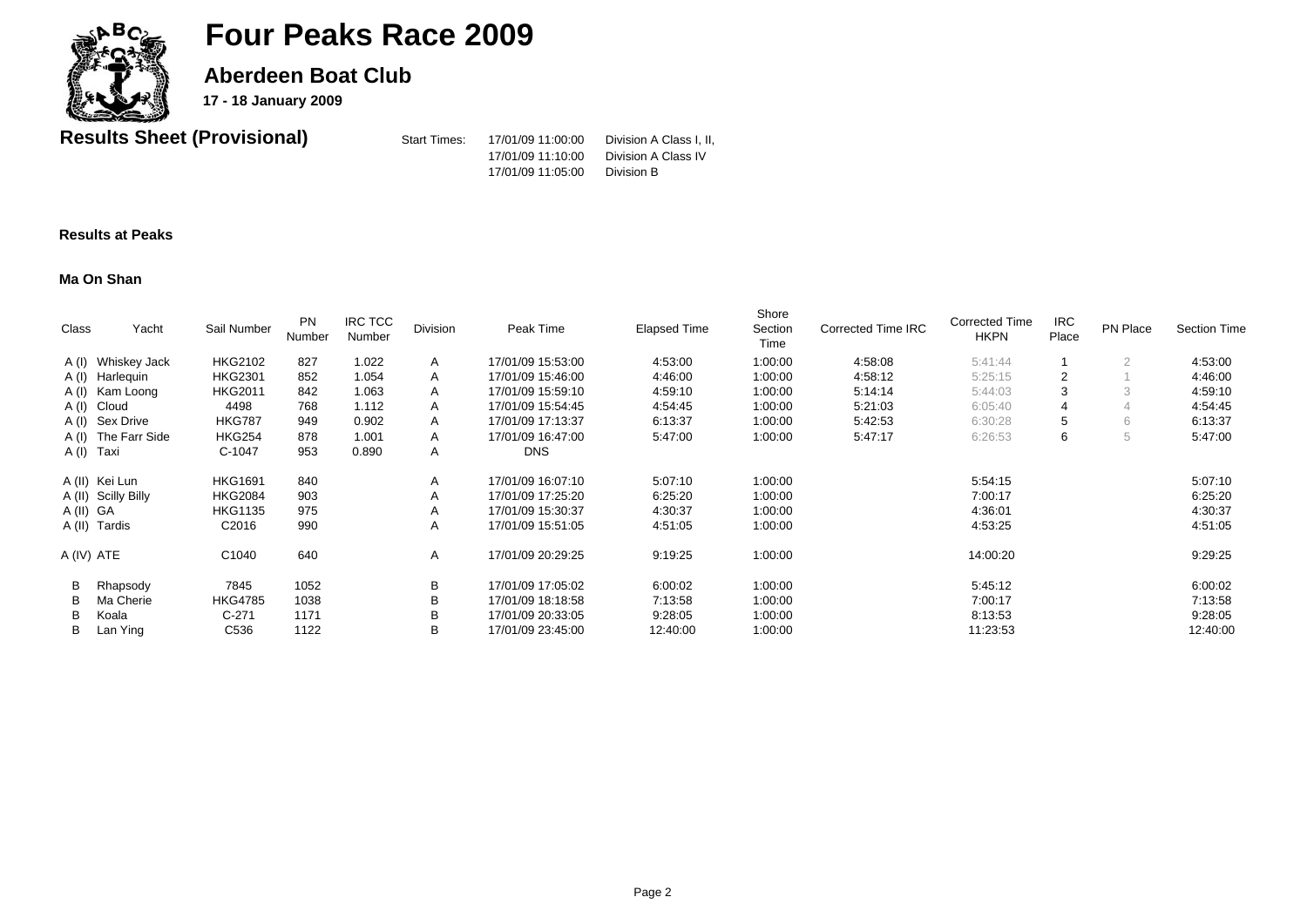# Four Peaks Race 2009

## Aberdeen Boat Club

**17 - 18 January 2009**

**Results Sheet (Provisional)**

Start Times:

| | |
|---|---|
| 17/01/09 11:00:00 | Division A Class I, II, |
| 17/01/09 11:10:00 | Division A Class IV |
| 17/01/09 11:05:00 | Division B |

**Results at Peaks**

**Ma On Shan**

| Class | Yacht | Sail Number | PN Number | IRC TCC Number | Division | Peak Time | Elapsed Time | Shore Section Time | Corrected Time IRC | Corrected Time HKPN | IRC Place | PN Place | Section Time |
|---|---|---|---|---|---|---|---|---|---|---|---|---|---|
| A (I) | Whiskey Jack | HKG2102 | 827 | 1.022 | A | 17/01/09 15:53:00 | 4:53:00 | 1:00:00 | 4:58:08 | 5:41:44 | 1 | 2 | 4:53:00 |
| A (I) | Harlequin | HKG2301 | 852 | 1.054 | A | 17/01/09 15:46:00 | 4:46:00 | 1:00:00 | 4:58:12 | 5:25:15 | 2 | 1 | 4:46:00 |
| A (I) | Kam Loong | HKG2011 | 842 | 1.063 | A | 17/01/09 15:59:10 | 4:59:10 | 1:00:00 | 5:14:14 | 5:44:03 | 3 | 3 | 4:59:10 |
| A (I) | Cloud | 4498 | 768 | 1.112 | A | 17/01/09 15:54:45 | 4:54:45 | 1:00:00 | 5:21:03 | 6:05:40 | 4 | 4 | 4:54:45 |
| A (I) | Sex Drive | HKG787 | 949 | 0.902 | A | 17/01/09 17:13:37 | 6:13:37 | 1:00:00 | 5:42:53 | 6:30:28 | 5 | 6 | 6:13:37 |
| A (I) | The Farr Side | HKG254 | 878 | 1.001 | A | 17/01/09 16:47:00 | 5:47:00 | 1:00:00 | 5:47:17 | 6:26:53 | 6 | 5 | 5:47:00 |
| A (I) | Taxi | C-1047 | 953 | 0.890 | A | DNS | | | | | | | |
| A (II) | Kei Lun | HKG1691 | 840 | | A | 17/01/09 16:07:10 | 5:07:10 | 1:00:00 | | 5:54:15 | | | 5:07:10 |
| A (II) | Scilly Billy | HKG2084 | 903 | | A | 17/01/09 17:25:20 | 6:25:20 | 1:00:00 | | 7:00:17 | | | 6:25:20 |
| A (II) | GA | HKG1135 | 975 | | A | 17/01/09 15:30:37 | 4:30:37 | 1:00:00 | | 4:36:01 | | | 4:30:37 |
| A (II) | Tardis | C2016 | 990 | | A | 17/01/09 15:51:05 | 4:51:05 | 1:00:00 | | 4:53:25 | | | 4:51:05 |
| A (IV) | ATE | C1040 | 640 | | A | 17/01/09 20:29:25 | 9:19:25 | 1:00:00 | | 14:00:20 | | | 9:29:25 |
| B | Rhapsody | 7845 | 1052 | | B | 17/01/09 17:05:02 | 6:00:02 | 1:00:00 | | 5:45:12 | | | 6:00:02 |
| B | Ma Cherie | HKG4785 | 1038 | | B | 17/01/09 18:18:58 | 7:13:58 | 1:00:00 | | 7:00:17 | | | 7:13:58 |
| B | Koala | C-271 | 1171 | | B | 17/01/09 20:33:05 | 9:28:05 | 1:00:00 | | 8:13:53 | | | 9:28:05 |
| B | Lan Ying | C536 | 1122 | | B | 17/01/09 23:45:00 | 12:40:00 | 1:00:00 | | 11:23:53 | | | 12:40:00 |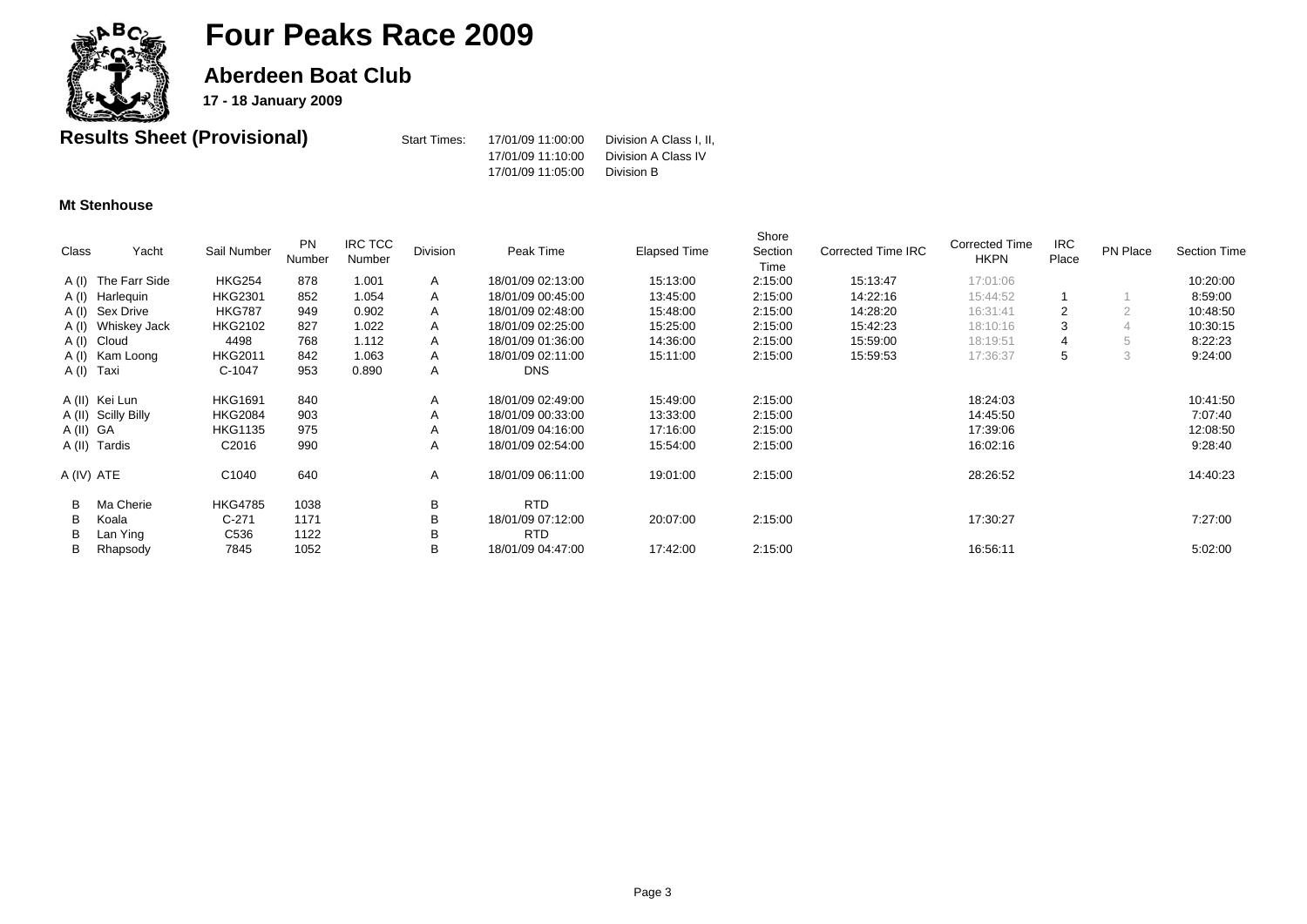# Four Peaks Race 2009

## Aberdeen Boat Club

**17 - 18 January 2009**

**Results Sheet (Provisional)**

Start Times:
- 17/01/09 11:00:00 Division A Class I, II,
- 17/01/09 11:10:00 Division A Class IV
- 17/01/09 11:05:00 Division B

### Mt Stenhouse

| Class | Yacht | Sail Number | PN Number | IRC TCC Number | Division | Peak Time | Elapsed Time | Shore Section Time | Corrected Time IRC | Corrected Time HKPN | IRC Place | PN Place | Section Time |
|---|---|---|---|---|---|---|---|---|---|---|---|---|---|
| A (I) | The Farr Side | HKG254 | 878 | 1.001 | A | 18/01/09 02:13:00 | 15:13:00 | 2:15:00 | 15:13:47 | 17:01:06 | | | 10:20:00 |
| A (I) | Harlequin | HKG2301 | 852 | 1.054 | A | 18/01/09 00:45:00 | 13:45:00 | 2:15:00 | 14:22:16 | 15:44:52 | 1 | 1 | 8:59:00 |
| A (I) | Sex Drive | HKG787 | 949 | 0.902 | A | 18/01/09 02:48:00 | 15:48:00 | 2:15:00 | 14:28:20 | 16:31:41 | 2 | 2 | 10:48:50 |
| A (I) | Whiskey Jack | HKG2102 | 827 | 1.022 | A | 18/01/09 02:25:00 | 15:25:00 | 2:15:00 | 15:42:23 | 18:10:16 | 3 | 4 | 10:30:15 |
| A (I) | Cloud | 4498 | 768 | 1.112 | A | 18/01/09 01:36:00 | 14:36:00 | 2:15:00 | 15:59:00 | 18:19:51 | 4 | 5 | 8:22:23 |
| A (I) | Kam Loong | HKG2011 | 842 | 1.063 | A | 18/01/09 02:11:00 | 15:11:00 | 2:15:00 | 15:59:53 | 17:36:37 | 5 | 3 | 9:24:00 |
| A (I) | Taxi | C-1047 | 953 | 0.890 | A | DNS | | | | | | | |
| A (II) | Kei Lun | HKG1691 | 840 | | A | 18/01/09 02:49:00 | 15:49:00 | 2:15:00 | | 18:24:03 | | | 10:41:50 |
| A (II) | Scilly Billy | HKG2084 | 903 | | A | 18/01/09 00:33:00 | 13:33:00 | 2:15:00 | | 14:45:50 | | | 7:07:40 |
| A (II) | GA | HKG1135 | 975 | | A | 18/01/09 04:16:00 | 17:16:00 | 2:15:00 | | 17:39:06 | | | 12:08:50 |
| A (II) | Tardis | C2016 | 990 | | A | 18/01/09 02:54:00 | 15:54:00 | 2:15:00 | | 16:02:16 | | | 9:28:40 |
| A (IV) | ATE | C1040 | 640 | | A | 18/01/09 06:11:00 | 19:01:00 | 2:15:00 | | 28:26:52 | | | 14:40:23 |
| B | Ma Cherie | HKG4785 | 1038 | | B | RTD | | | | | | | |
| B | Koala | C-271 | 1171 | | B | 18/01/09 07:12:00 | 20:07:00 | 2:15:00 | | 17:30:27 | | | 7:27:00 |
| B | Lan Ying | C536 | 1122 | | B | RTD | | | | | | | |
| B | Rhapsody | 7845 | 1052 | | B | 18/01/09 04:47:00 | 17:42:00 | 2:15:00 | | 16:56:11 | | | 5:02:00 |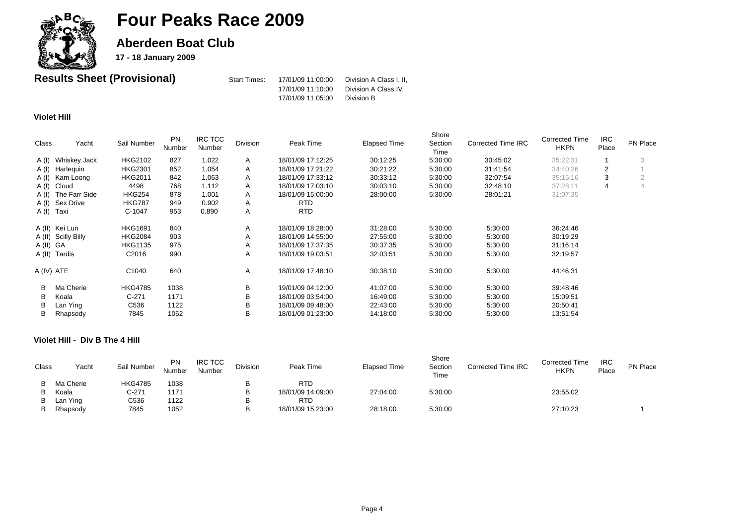# Four Peaks Race 2009

## Aberdeen Boat Club

**17 - 18 January 2009**

## Results Sheet (Provisional)

Start Times:

17/01/09 11:00:00 Division A Class I, II,
17/01/09 11:10:00 Division A Class IV
17/01/09 11:05:00 Division B

### Violet Hill

| Class | Yacht | Sail Number | PN Number | IRC TCC Number | Division | Peak Time | Elapsed Time | Shore Section Time | Corrected Time IRC | Corrected Time HKPN | IRC Place | PN Place |
|---|---|---|---|---|---|---|---|---|---|---|---|---|
| A (I) | Whiskey Jack | HKG2102 | 827 | 1.022 | A | 18/01/09 17:12:25 | 30:12:25 | 5:30:00 | 30:45:02 | 35:22:31 | 1 | 3 |
| A (I) | Harlequin | HKG2301 | 852 | 1.054 | A | 18/01/09 17:21:22 | 30:21:22 | 5:30:00 | 31:41:54 | 34:40:26 | 2 | 1 |
| A (I) | Kam Loong | HKG2011 | 842 | 1.063 | A | 18/01/09 17:33:12 | 30:33:12 | 5:30:00 | 32:07:54 | 35:15:16 | 3 | 2 |
| A (I) | Cloud | 4498 | 768 | 1.112 | A | 18/01/09 17:03:10 | 30:03:10 | 5:30:00 | 32:48:10 | 37:28:11 | 4 | 4 |
| A (I) | The Farr Side | HKG254 | 878 | 1.001 | A | 18/01/09 15:00:00 | 28:00:00 | 5:30:00 | 28:01:21 | 31:07:35 | | |
| A (I) | Sex Drive | HKG787 | 949 | 0.902 | A | RTD | | | | | | |
| A (I) | Taxi | C-1047 | 953 | 0.890 | A | RTD | | | | | | |
| A (II) | Kei Lun | HKG1691 | 840 | | A | 18/01/09 18:28:00 | 31:28:00 | 5:30:00 | 5:30:00 | 36:24:46 | | |
| A (II) | Scilly Billy | HKG2084 | 903 | | A | 18/01/09 14:55:00 | 27:55:00 | 5:30:00 | 5:30:00 | 30:19:29 | | |
| A (II) | GA | HKG1135 | 975 | | A | 18/01/09 17:37:35 | 30:37:35 | 5:30:00 | 5:30:00 | 31:16:14 | | |
| A (II) | Tardis | C2016 | 990 | | A | 18/01/09 19:03:51 | 32:03:51 | 5:30:00 | 5:30:00 | 32:19:57 | | |
| A (IV) | ATE | C1040 | 640 | | A | 18/01/09 17:48:10 | 30:38:10 | 5:30:00 | 5:30:00 | 44:46:31 | | |
| B | Ma Cherie | HKG4785 | 1038 | | B | 19/01/09 04:12:00 | 41:07:00 | 5:30:00 | 5:30:00 | 39:48:46 | | |
| B | Koala | C-271 | 1171 | | B | 18/01/09 03:54:00 | 16:49:00 | 5:30:00 | 5:30:00 | 15:09:51 | | |
| B | Lan Ying | C536 | 1122 | | B | 18/01/09 09:48:00 | 22:43:00 | 5:30:00 | 5:30:00 | 20:50:41 | | |
| B | Rhapsody | 7845 | 1052 | | B | 18/01/09 01:23:00 | 14:18:00 | 5:30:00 | 5:30:00 | 13:51:54 | | |

### Violet Hill - Div B The 4 Hill

| Class | Yacht | Sail Number | PN Number | IRC TCC Number | Division | Peak Time | Elapsed Time | Shore Section Time | Corrected Time IRC | Corrected Time HKPN | IRC Place | PN Place |
|---|---|---|---|---|---|---|---|---|---|---|---|---|
| B | Ma Cherie | HKG4785 | 1038 | | B | RTD | | | | | | |
| B | Koala | C-271 | 1171 | | B | 18/01/09 14:09:00 | 27:04:00 | 5:30:00 | | 23:55:02 | | |
| B | Lan Ying | C536 | 1122 | | B | RTD | | | | | | |
| B | Rhapsody | 7845 | 1052 | | B | 18/01/09 15:23:00 | 28:18:00 | 5:30:00 | | 27:10:23 | | 1 |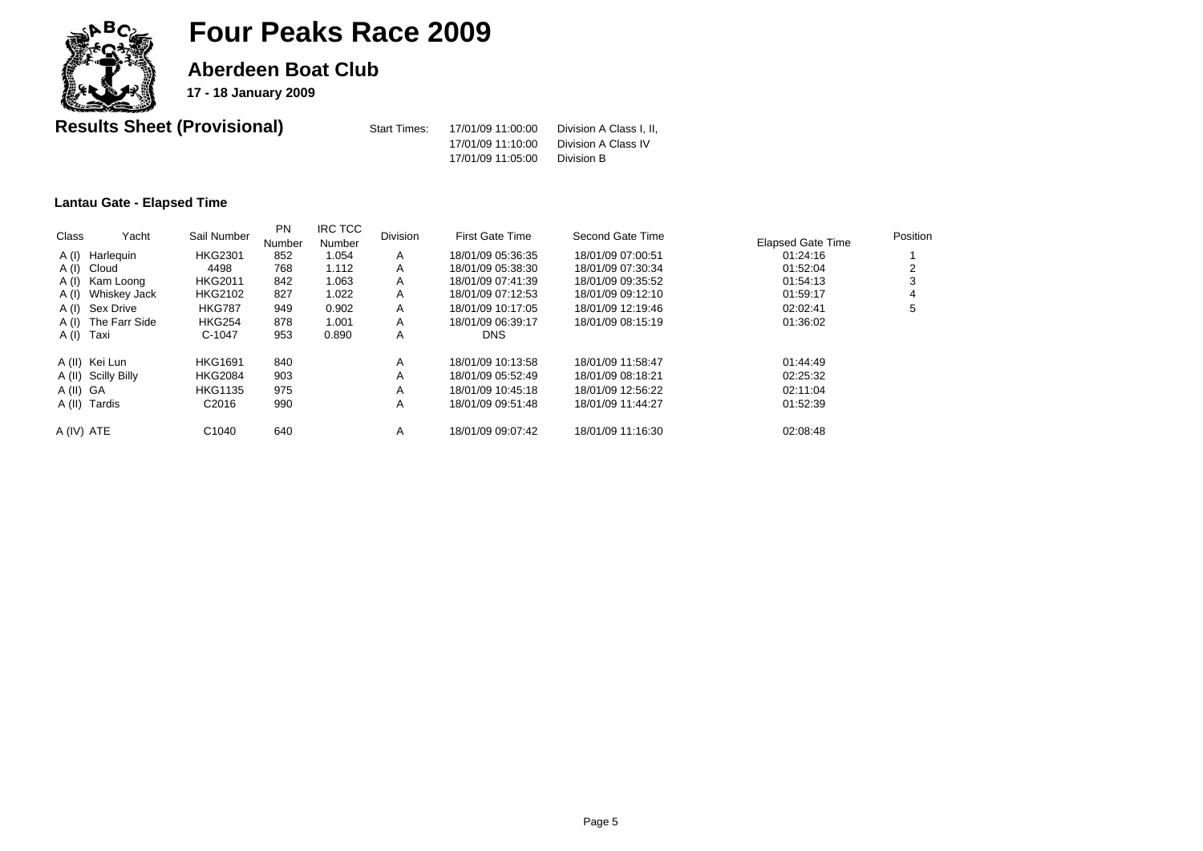# Four Peaks Race 2009

## Aberdeen Boat Club

**17 - 18 January 2009**

**Results Sheet (Provisional)**

| Start Times: | | |
|---|---|---|
| | 17/01/09 11:00:00 | Division A Class I, II, |
| | 17/01/09 11:10:00 | Division A Class IV |
| | 17/01/09 11:05:00 | Division B |

### Lantau Gate - Elapsed Time

| Class | Yacht | Sail Number | PN Number | IRC TCC Number | Division | First Gate Time | Second Gate Time | Elapsed Gate Time | Position |
|---|---|---|---|---|---|---|---|---|---|
| A (I) | Harlequin | HKG2301 | 852 | 1.054 | A | 18/01/09 05:36:35 | 18/01/09 07:00:51 | 01:24:16 | 1 |
| A (I) | Cloud | 4498 | 768 | 1.112 | A | 18/01/09 05:38:30 | 18/01/09 07:30:34 | 01:52:04 | 2 |
| A (I) | Kam Loong | HKG2011 | 842 | 1.063 | A | 18/01/09 07:41:39 | 18/01/09 09:35:52 | 01:54:13 | 3 |
| A (I) | Whiskey Jack | HKG2102 | 827 | 1.022 | A | 18/01/09 07:12:53 | 18/01/09 09:12:10 | 01:59:17 | 4 |
| A (I) | Sex Drive | HKG787 | 949 | 0.902 | A | 18/01/09 10:17:05 | 18/01/09 12:19:46 | 02:02:41 | 5 |
| A (I) | The Farr Side | HKG254 | 878 | 1.001 | A | 18/01/09 06:39:17 | 18/01/09 08:15:19 | 01:36:02 | |
| A (I) | Taxi | C-1047 | 953 | 0.890 | A | DNS | | | |
| A (II) | Kei Lun | HKG1691 | 840 | | A | 18/01/09 10:13:58 | 18/01/09 11:58:47 | 01:44:49 | |
| A (II) | Scilly Billy | HKG2084 | 903 | | A | 18/01/09 05:52:49 | 18/01/09 08:18:21 | 02:25:32 | |
| A (II) | GA | HKG1135 | 975 | | A | 18/01/09 10:45:18 | 18/01/09 12:56:22 | 02:11:04 | |
| A (II) | Tardis | C2016 | 990 | | A | 18/01/09 09:51:48 | 18/01/09 11:44:27 | 01:52:39 | |
| A (IV) | ATE | C1040 | 640 | | A | 18/01/09 09:07:42 | 18/01/09 11:16:30 | 02:08:48 | |